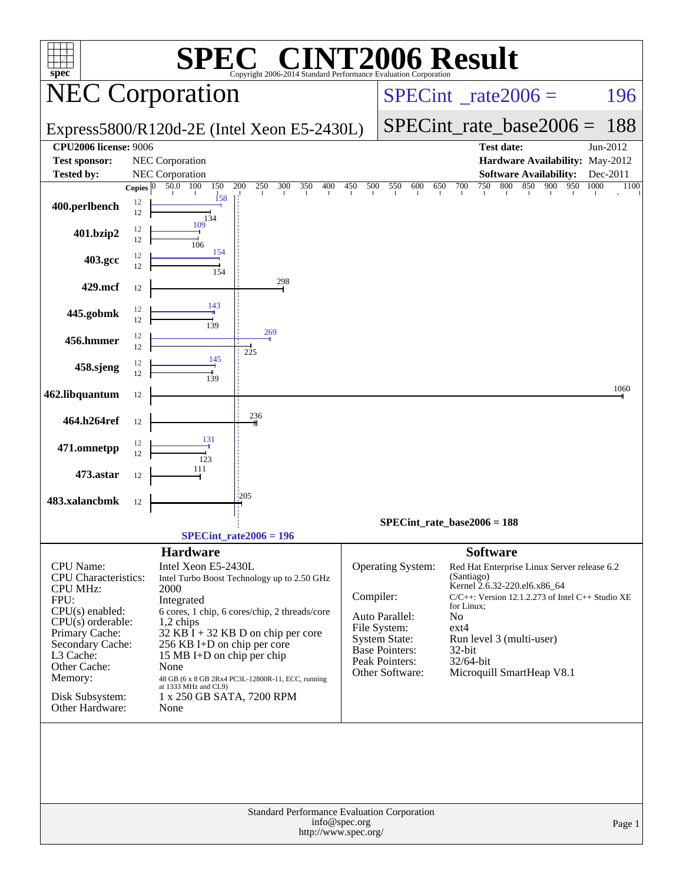# SPEC CINT2006 Result

Copyright 2006-2014 Standard Performance Evaluation Corporation

## NEC Corporation

**Express5800/R120d-2E (Intel Xeon E5-2430L)**

SPECint_rate2006 = 196

SPECint_rate_base2006 = 188

| | | | |
|---|---|---|---|
| **CPU2006 license:** 9006 | | **Test date:** | Jun-2012 |
| **Test sponsor:** | NEC Corporation | **Hardware Availability:** | May-2012 |
| **Tested by:** | NEC Corporation | **Software Availability:** | Dec-2011 |

| Benchmark | Copies (peak) | Peak | Copies (base) | Base |
|---|---|---|---|---|
| 400.perlbench | 12 | 158 | 12 | 134 |
| 401.bzip2 | 12 | 109 | 12 | 106 |
| 403.gcc | 12 | 154 | 12 | 154 |
| 429.mcf | | | 12 | 298 |
| 445.gobmk | 12 | 143 | 12 | 139 |
| 456.hmmer | 12 | 269 | 12 | 225 |
| 458.sjeng | 12 | 145 | 12 | 139 |
| 462.libquantum | | | 12 | 1060 |
| 464.h264ref | | | 12 | 236 |
| 471.omnetpp | 12 | 131 | 12 | 123 |
| 473.astar | | | 12 | 111 |
| 483.xalancbmk | | | 12 | 205 |

SPECint_rate_base2006 = 188

SPECint_rate2006 = 196

### Hardware

| | |
|---|---|
| CPU Name: | Intel Xeon E5-2430L |
| CPU Characteristics: | Intel Turbo Boost Technology up to 2.50 GHz |
| CPU MHz: | 2000 |
| FPU: | Integrated |
| CPU(s) enabled: | 6 cores, 1 chip, 6 cores/chip, 2 threads/core |
| CPU(s) orderable: | 1,2 chips |
| Primary Cache: | 32 KB I + 32 KB D on chip per core |
| Secondary Cache: | 256 KB I+D on chip per core |
| L3 Cache: | 15 MB I+D on chip per chip |
| Other Cache: | None |
| Memory: | 48 GB (6 x 8 GB 2Rx4 PC3L-12800R-11, ECC, running at 1333 MHz and CL9) |
| Disk Subsystem: | 1 x 250 GB SATA, 7200 RPM |
| Other Hardware: | None |

### Software

| | |
|---|---|
| Operating System: | Red Hat Enterprise Linux Server release 6.2 (Santiago) Kernel 2.6.32-220.el6.x86_64 |
| Compiler: | C/C++: Version 12.1.2.273 of Intel C++ Studio XE for Linux; |
| Auto Parallel: | No |
| File System: | ext4 |
| System State: | Run level 3 (multi-user) |
| Base Pointers: | 32-bit |
| Peak Pointers: | 32/64-bit |
| Other Software: | Microquill SmartHeap V8.1 |

Standard Performance Evaluation Corporation
info@spec.org
http://www.spec.org/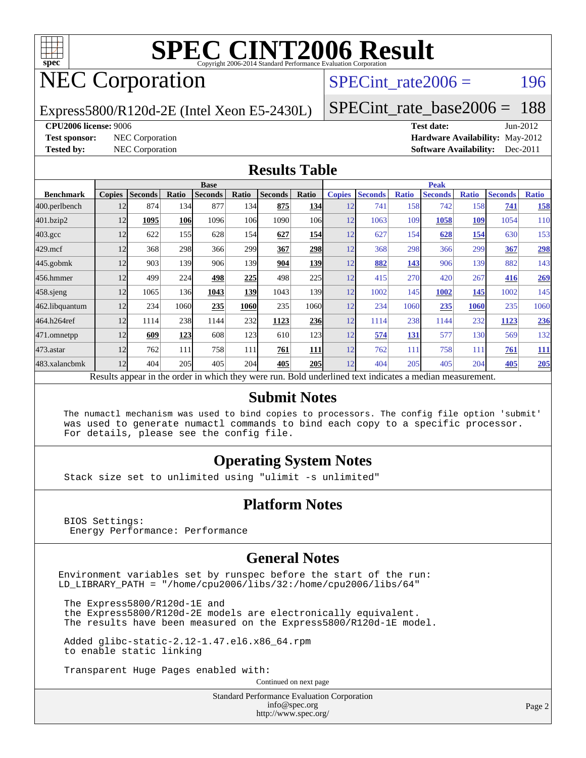# SPEC CINT2006 Result

Copyright 2006-2014 Standard Performance Evaluation Corporation

## NEC Corporation

Express5800/R120d-2E (Intel Xeon E5-2430L)

SPECint_rate2006 = 196

SPECint_rate_base2006 = 188

**CPU2006 license:** 9006
**Test sponsor:** NEC Corporation
**Tested by:** NEC Corporation

**Test date:** Jun-2012
**Hardware Availability:** May-2012
**Software Availability:** Dec-2011

## Results Table

| Benchmark | Base | | | | | | | Peak | | | | | | |
|---|---|---|---|---|---|---|---|---|---|---|---|---|---|---|
| | Copies | Seconds | Ratio | Seconds | Ratio | Seconds | Ratio | Copies | Seconds | Ratio | Seconds | Ratio | Seconds | Ratio |
| 400.perlbench | 12 | 874 | 134 | 877 | 134 | **875** | **134** | 12 | 741 | 158 | 742 | 158 | **741** | **158** |
| 401.bzip2 | 12 | **1095** | **106** | 1096 | 106 | 1090 | 106 | 12 | 1063 | 109 | **1058** | **109** | 1054 | 110 |
| 403.gcc | 12 | 622 | 155 | 628 | 154 | **627** | **154** | 12 | 627 | 154 | **628** | **154** | 630 | 153 |
| 429.mcf | 12 | 368 | 298 | 366 | 299 | **367** | **298** | 12 | 368 | 298 | 366 | 299 | **367** | **298** |
| 445.gobmk | 12 | 903 | 139 | 906 | 139 | **904** | **139** | 12 | **882** | **143** | 906 | 139 | 882 | 143 |
| 456.hmmer | 12 | 499 | 224 | **498** | **225** | 498 | 225 | 12 | 415 | 270 | 420 | 267 | **416** | **269** |
| 458.sjeng | 12 | 1065 | 136 | **1043** | **139** | 1043 | 139 | 12 | 1002 | 145 | **1002** | **145** | 1002 | 145 |
| 462.libquantum | 12 | 234 | 1060 | **235** | **1060** | 235 | 1060 | 12 | 234 | 1060 | **235** | **1060** | 235 | 1060 |
| 464.h264ref | 12 | 1114 | 238 | 1144 | 232 | **1123** | **236** | 12 | 1114 | 238 | 1144 | 232 | **1123** | **236** |
| 471.omnetpp | 12 | **609** | **123** | 608 | 123 | 610 | 123 | 12 | **574** | **131** | 577 | 130 | 569 | 132 |
| 473.astar | 12 | 762 | 111 | 758 | 111 | **761** | **111** | 12 | 762 | 111 | 758 | 111 | **761** | **111** |
| 483.xalancbmk | 12 | 404 | 205 | 405 | 204 | **405** | **205** | 12 | 404 | 205 | 405 | 204 | **405** | **205** |

Results appear in the order in which they were run. Bold underlined text indicates a median measurement.

## Submit Notes

```
The numactl mechanism was used to bind copies to processors. The config file option 'submit'
was used to generate numactl commands to bind each copy to a specific processor.
For details, please see the config file.
```

## Operating System Notes

```
Stack size set to unlimited using "ulimit -s unlimited"
```

## Platform Notes

```
BIOS Settings:
 Energy Performance: Performance
```

## General Notes

```
Environment variables set by runspec before the start of the run:
LD_LIBRARY_PATH = "/home/cpu2006/libs/32:/home/cpu2006/libs/64"

 The Express5800/R120d-1E and
 the Express5800/R120d-2E models are electronically equivalent.
 The results have been measured on the Express5800/R120d-1E model.

 Added glibc-static-2.12-1.47.el6.x86_64.rpm
 to enable static linking

 Transparent Huge Pages enabled with:
```

Continued on next page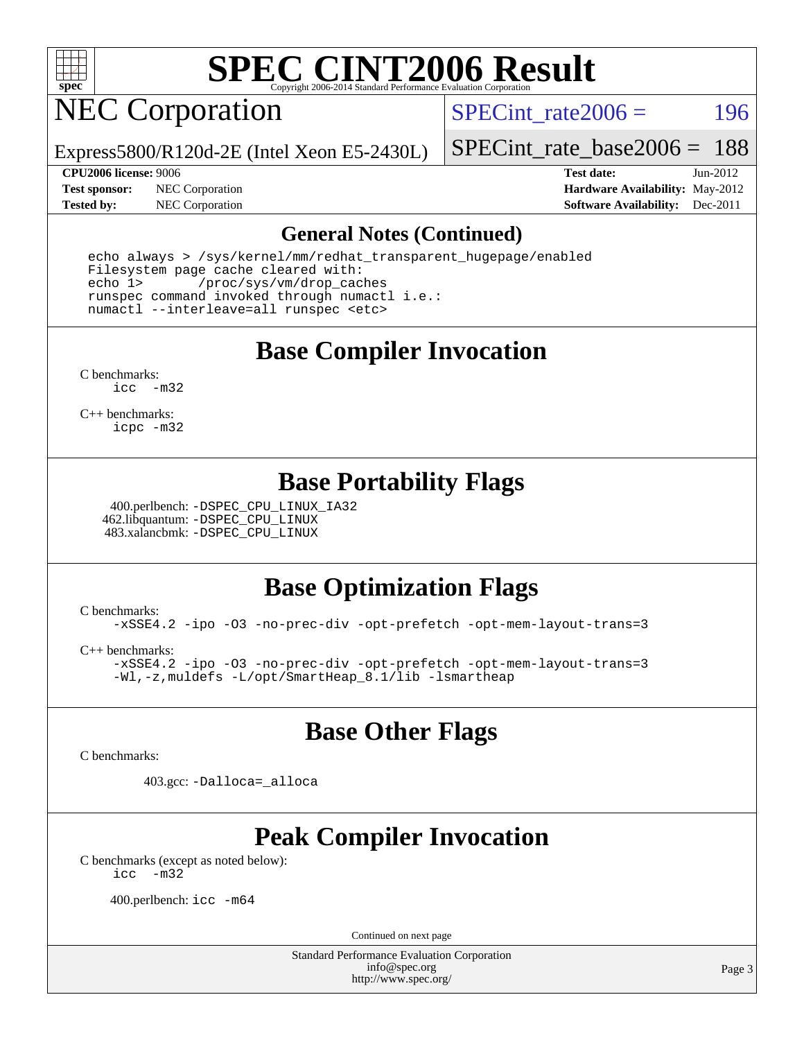# SPEC CINT2006 Result

Copyright 2006-2014 Standard Performance Evaluation Corporation

## NEC Corporation

Express5800/R120d-2E (Intel Xeon E5-2430L)

SPECint_rate2006 = 196

SPECint_rate_base2006 = 188

**CPU2006 license:** 9006
**Test sponsor:** NEC Corporation
**Tested by:** NEC Corporation

**Test date:** Jun-2012
**Hardware Availability:** May-2012
**Software Availability:** Dec-2011

## General Notes (Continued)

```
echo always > /sys/kernel/mm/redhat_transparent_hugepage/enabled
Filesystem page cache cleared with:
echo 1>       /proc/sys/vm/drop_caches
runspec command invoked through numactl i.e.:
numactl --interleave=all runspec <etc>
```

## Base Compiler Invocation

C benchmarks:
`icc -m32`

C++ benchmarks:
`icpc -m32`

## Base Portability Flags

400.perlbench: `-DSPEC_CPU_LINUX_IA32`
462.libquantum: `-DSPEC_CPU_LINUX`
483.xalancbmk: `-DSPEC_CPU_LINUX`

## Base Optimization Flags

C benchmarks:
`-xSSE4.2 -ipo -O3 -no-prec-div -opt-prefetch -opt-mem-layout-trans=3`

C++ benchmarks:
`-xSSE4.2 -ipo -O3 -no-prec-div -opt-prefetch -opt-mem-layout-trans=3`
`-Wl,-z,muldefs -L/opt/SmartHeap_8.1/lib -lsmartheap`

## Base Other Flags

C benchmarks:

403.gcc: `-Dalloca=_alloca`

## Peak Compiler Invocation

C benchmarks (except as noted below):
`icc -m32`

400.perlbench: `icc -m64`

Continued on next page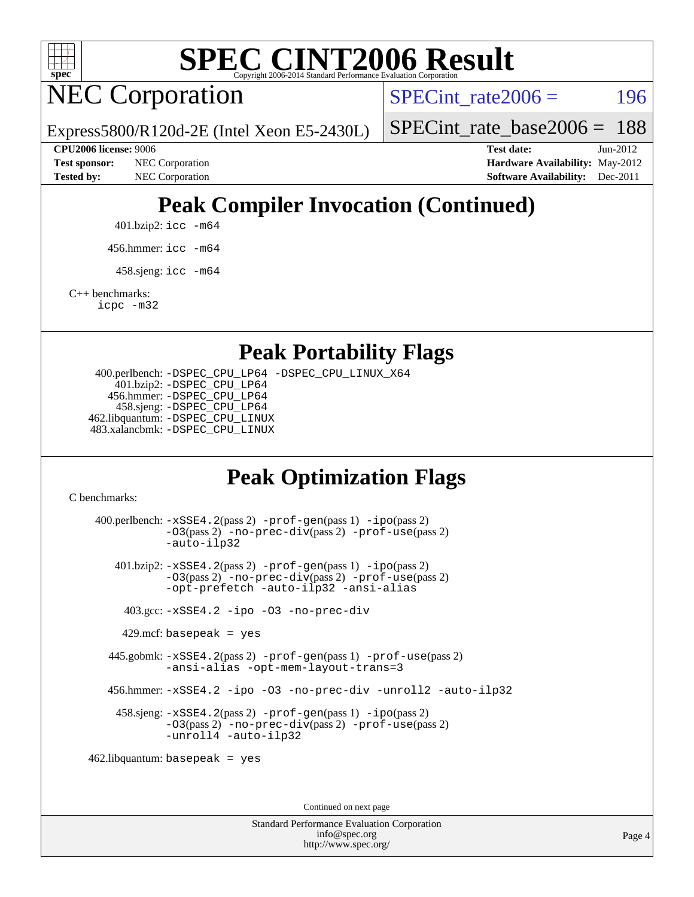# SPEC CINT2006 Result

Copyright 2006-2014 Standard Performance Evaluation Corporation

## NEC Corporation

Express5800/R120d-2E (Intel Xeon E5-2430L)

SPECint_rate2006 = 196

SPECint_rate_base2006 = 188

**CPU2006 license:** 9006
**Test sponsor:** NEC Corporation
**Tested by:** NEC Corporation

**Test date:** Jun-2012
**Hardware Availability:** May-2012
**Software Availability:** Dec-2011

## Peak Compiler Invocation (Continued)

401.bzip2: `icc -m64`

456.hmmer: `icc -m64`

458.sjeng: `icc -m64`

C++ benchmarks:
`icpc -m32`

## Peak Portability Flags

400.perlbench: `-DSPEC_CPU_LP64 -DSPEC_CPU_LINUX_X64`
401.bzip2: `-DSPEC_CPU_LP64`
456.hmmer: `-DSPEC_CPU_LP64`
458.sjeng: `-DSPEC_CPU_LP64`
462.libquantum: `-DSPEC_CPU_LINUX`
483.xalancbmk: `-DSPEC_CPU_LINUX`

## Peak Optimization Flags

C benchmarks:

400.perlbench: `-xSSE4.2`(pass 2) `-prof-gen`(pass 1) `-ipo`(pass 2) `-O3`(pass 2) `-no-prec-div`(pass 2) `-prof-use`(pass 2) `-auto-ilp32`

401.bzip2: `-xSSE4.2`(pass 2) `-prof-gen`(pass 1) `-ipo`(pass 2) `-O3`(pass 2) `-no-prec-div`(pass 2) `-prof-use`(pass 2) `-opt-prefetch -auto-ilp32 -ansi-alias`

403.gcc: `-xSSE4.2 -ipo -O3 -no-prec-div`

429.mcf: `basepeak = yes`

445.gobmk: `-xSSE4.2`(pass 2) `-prof-gen`(pass 1) `-prof-use`(pass 2) `-ansi-alias -opt-mem-layout-trans=3`

456.hmmer: `-xSSE4.2 -ipo -O3 -no-prec-div -unroll2 -auto-ilp32`

458.sjeng: `-xSSE4.2`(pass 2) `-prof-gen`(pass 1) `-ipo`(pass 2) `-O3`(pass 2) `-no-prec-div`(pass 2) `-prof-use`(pass 2) `-unroll4 -auto-ilp32`

462.libquantum: `basepeak = yes`

Continued on next page

Standard Performance Evaluation Corporation
info@spec.org
http://www.spec.org/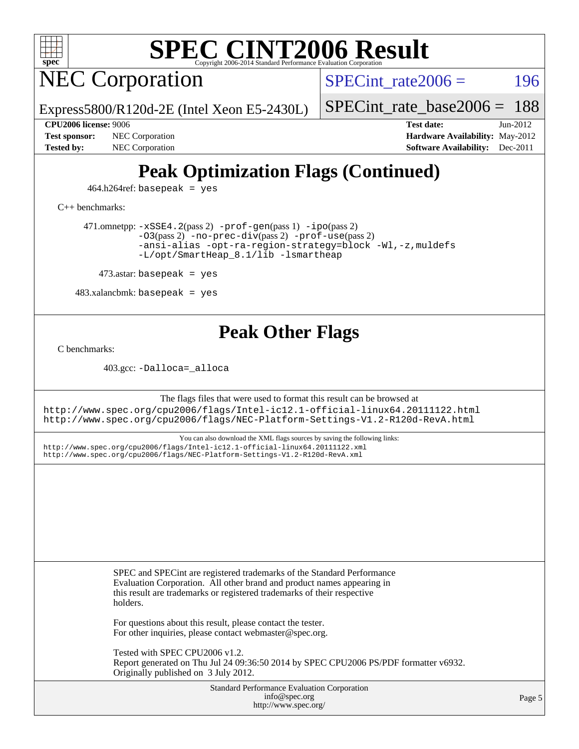# SPEC CINT2006 Result

Copyright 2006-2014 Standard Performance Evaluation Corporation

## NEC Corporation

Express5800/R120d-2E (Intel Xeon E5-2430L)

SPECint_rate2006 = 196

SPECint_rate_base2006 = 188

**CPU2006 license:** 9006
**Test sponsor:** NEC Corporation
**Tested by:** NEC Corporation

**Test date:** Jun-2012
**Hardware Availability:** May-2012
**Software Availability:** Dec-2011

## Peak Optimization Flags (Continued)

464.h264ref: `basepeak = yes`

C++ benchmarks:

471.omnetpp: `-xSSE4.2`(pass 2) `-prof-gen`(pass 1) `-ipo`(pass 2) `-O3`(pass 2) `-no-prec-div`(pass 2) `-prof-use`(pass 2) `-ansi-alias -opt-ra-region-strategy=block -Wl,-z,muldefs -L/opt/SmartHeap_8.1/lib -lsmartheap`

473.astar: `basepeak = yes`

483.xalancbmk: `basepeak = yes`

## Peak Other Flags

C benchmarks:

403.gcc: `-Dalloca=_alloca`

The flags files that were used to format this result can be browsed at
http://www.spec.org/cpu2006/flags/Intel-ic12.1-official-linux64.20111122.html
http://www.spec.org/cpu2006/flags/NEC-Platform-Settings-V1.2-R120d-RevA.html

You can also download the XML flags sources by saving the following links:
http://www.spec.org/cpu2006/flags/Intel-ic12.1-official-linux64.20111122.xml
http://www.spec.org/cpu2006/flags/NEC-Platform-Settings-V1.2-R120d-RevA.xml

SPEC and SPECint are registered trademarks of the Standard Performance Evaluation Corporation. All other brand and product names appearing in this result are trademarks or registered trademarks of their respective holders.

For questions about this result, please contact the tester.
For other inquiries, please contact webmaster@spec.org.

Tested with SPEC CPU2006 v1.2.
Report generated on Thu Jul 24 09:36:50 2014 by SPEC CPU2006 PS/PDF formatter v6932.
Originally published on 3 July 2012.

Standard Performance Evaluation Corporation
info@spec.org
http://www.spec.org/